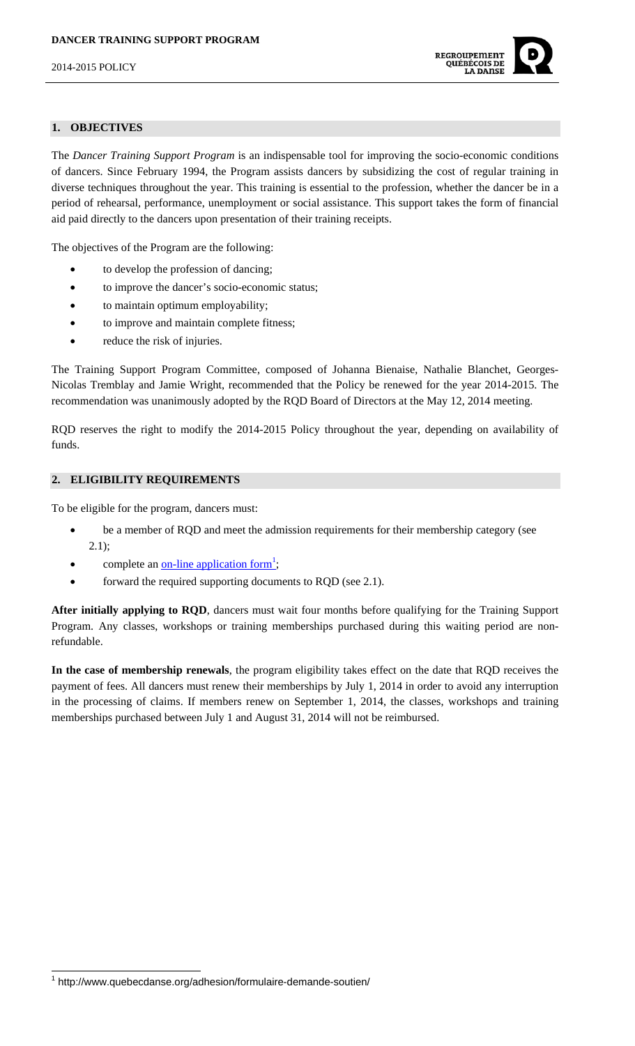## 1. OBJECTIVES

The *Dancer Training Support Program* is an indispensable tool for improving the socio-economic conditions of dancers. Since February 1994, the Program assists dancers by subsidizing the cost of regular training in diverse techniques throughout the year. This training is essential to the profession, whether the dancer be in a period of rehearsal, performance, unemployment or social assistance. This support takes the form of financial aid paid directly to the dancers upon presentation of their training receipts.

The objectives of the Program are the following:

- to develop the profession of dancing;
- to improve the dancer's socio-economic status;
- to maintain optimum employability;
- to improve and maintain complete fitness;
- reduce the risk of injuries.

The Training Support Program Committee, composed of Johanna Bienaise, Nathalie Blanchet, Georges-Nicolas Tremblay and Jamie Wright, recommended that the Policy be renewed for the year 2014-2015. The recommendation was unanimously adopted by the RQD Board of Directors at the May 12, 2014 meeting.

RQD reserves the right to modify the 2014-2015 Policy throughout the year, depending on availability of funds.

## 2. ELIGIBILITY REQUIREMENTS

To be eligible for the program, dancers must:

- be a member of RQD and meet the admission requirements for their membership category (see 2.1);
- complete an on-line application form[1];
- forward the required supporting documents to RQD (see 2.1).

**After initially applying to RQD**, dancers must wait four months before qualifying for the Training Support Program. Any classes, workshops or training memberships purchased during this waiting period are non-refundable.

**In the case of membership renewals**, the program eligibility takes effect on the date that RQD receives the payment of fees. All dancers must renew their memberships by July 1, 2014 in order to avoid any interruption in the processing of claims. If members renew on September 1, 2014, the classes, workshops and training memberships purchased between July 1 and August 31, 2014 will not be reimbursed.

[1] http://www.quebecdanse.org/adhesion/formulaire-demande-soutien/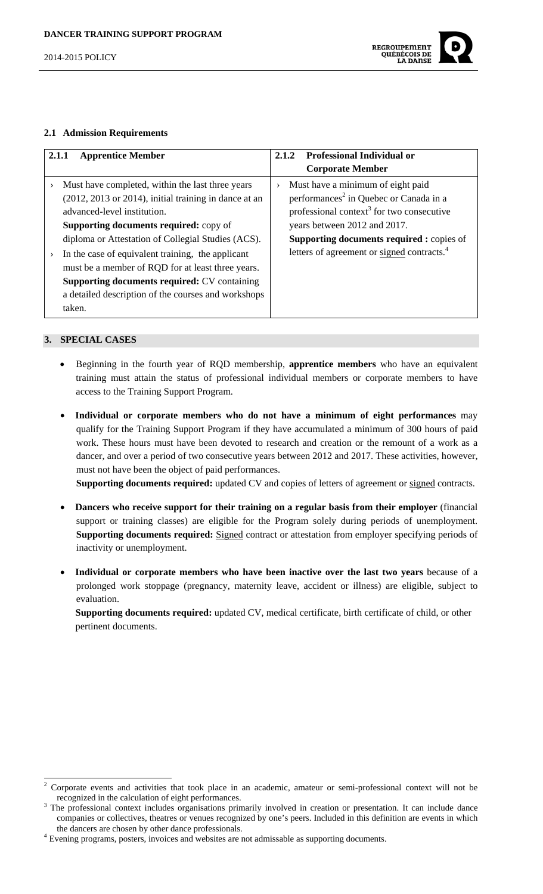### 2.1 Admission Requirements

| 2.1.1 Apprentice Member | 2.1.2 Professional Individual or Corporate Member |
|---|---|
| › Must have completed, within the last three years (2012, 2013 or 2014), initial training in dance at an advanced-level institution. **Supporting documents required:** copy of diploma or Attestation of Collegial Studies (ACS).<br>› In the case of equivalent training, the applicant must be a member of RQD for at least three years. **Supporting documents required:** CV containing a detailed description of the courses and workshops taken. | › Must have a minimum of eight paid performances[2] in Quebec or Canada in a professional context[3] for two consecutive years between 2012 and 2017. **Supporting documents required :** copies of letters of agreement or signed contracts.[4] |

## 3. SPECIAL CASES

- Beginning in the fourth year of RQD membership, **apprentice members** who have an equivalent training must attain the status of professional individual members or corporate members to have access to the Training Support Program.

- **Individual or corporate members who do not have a minimum of eight performances** may qualify for the Training Support Program if they have accumulated a minimum of 300 hours of paid work. These hours must have been devoted to research and creation or the remount of a work as a dancer, and over a period of two consecutive years between 2012 and 2017. These activities, however, must not have been the object of paid performances.
  **Supporting documents required:** updated CV and copies of letters of agreement or signed contracts.

- **Dancers who receive support for their training on a regular basis from their employer** (financial support or training classes) are eligible for the Program solely during periods of unemployment. **Supporting documents required:** Signed contract or attestation from employer specifying periods of inactivity or unemployment.

- **Individual or corporate members who have been inactive over the last two years** because of a prolonged work stoppage (pregnancy, maternity leave, accident or illness) are eligible, subject to evaluation.
  **Supporting documents required:** updated CV, medical certificate, birth certificate of child, or other pertinent documents.

---

[2] Corporate events and activities that took place in an academic, amateur or semi-professional context will not be recognized in the calculation of eight performances.

[3] The professional context includes organisations primarily involved in creation or presentation. It can include dance companies or collectives, theatres or venues recognized by one's peers. Included in this definition are events in which the dancers are chosen by other dance professionals.

[4] Evening programs, posters, invoices and websites are not admissable as supporting documents.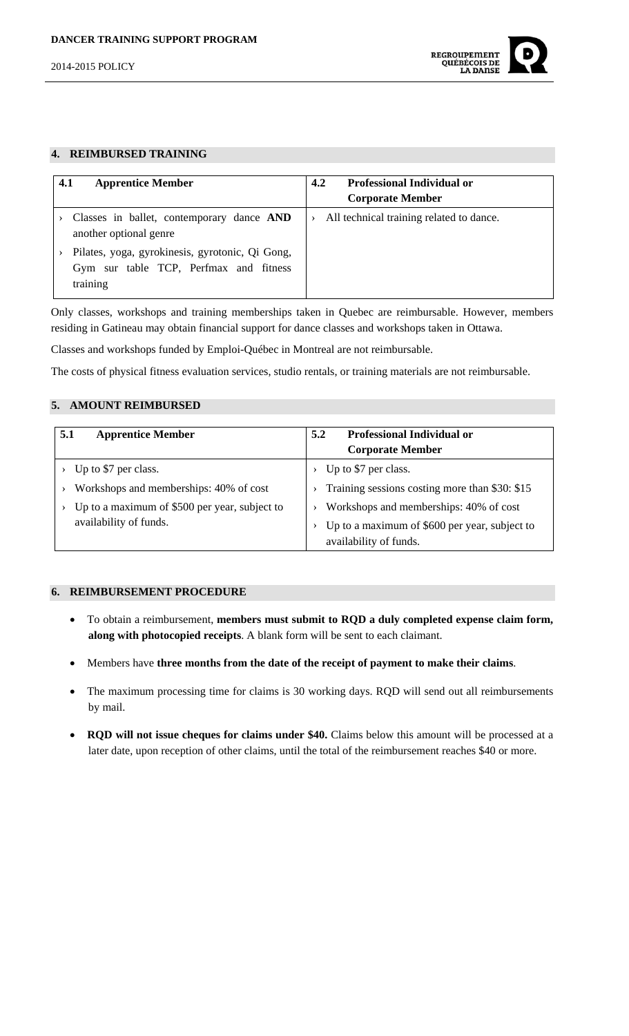## 4. REIMBURSED TRAINING

| 4.1 Apprentice Member | 4.2 Professional Individual or Corporate Member |
|---|---|
| › Classes in ballet, contemporary dance **AND** another optional genre<br>› Pilates, yoga, gyrokinesis, gyrotonic, Qi Gong, Gym sur table TCP, Perfmax and fitness training | › All technical training related to dance. |

Only classes, workshops and training memberships taken in Quebec are reimbursable. However, members residing in Gatineau may obtain financial support for dance classes and workshops taken in Ottawa.

Classes and workshops funded by Emploi-Québec in Montreal are not reimbursable.

The costs of physical fitness evaluation services, studio rentals, or training materials are not reimbursable.

## 5. AMOUNT REIMBURSED

| 5.1 Apprentice Member | 5.2 Professional Individual or Corporate Member |
|---|---|
| › Up to $7 per class.<br>› Workshops and memberships: 40% of cost<br>› Up to a maximum of $500 per year, subject to availability of funds. | › Up to $7 per class.<br>› Training sessions costing more than $30: $15<br>› Workshops and memberships: 40% of cost<br>› Up to a maximum of $600 per year, subject to availability of funds. |

## 6. REIMBURSEMENT PROCEDURE

- To obtain a reimbursement, **members must submit to RQD a duly completed expense claim form, along with photocopied receipts**. A blank form will be sent to each claimant.
- Members have **three months from the date of the receipt of payment to make their claims**.
- The maximum processing time for claims is 30 working days. RQD will send out all reimbursements by mail.
- **RQD will not issue cheques for claims under $40.** Claims below this amount will be processed at a later date, upon reception of other claims, until the total of the reimbursement reaches $40 or more.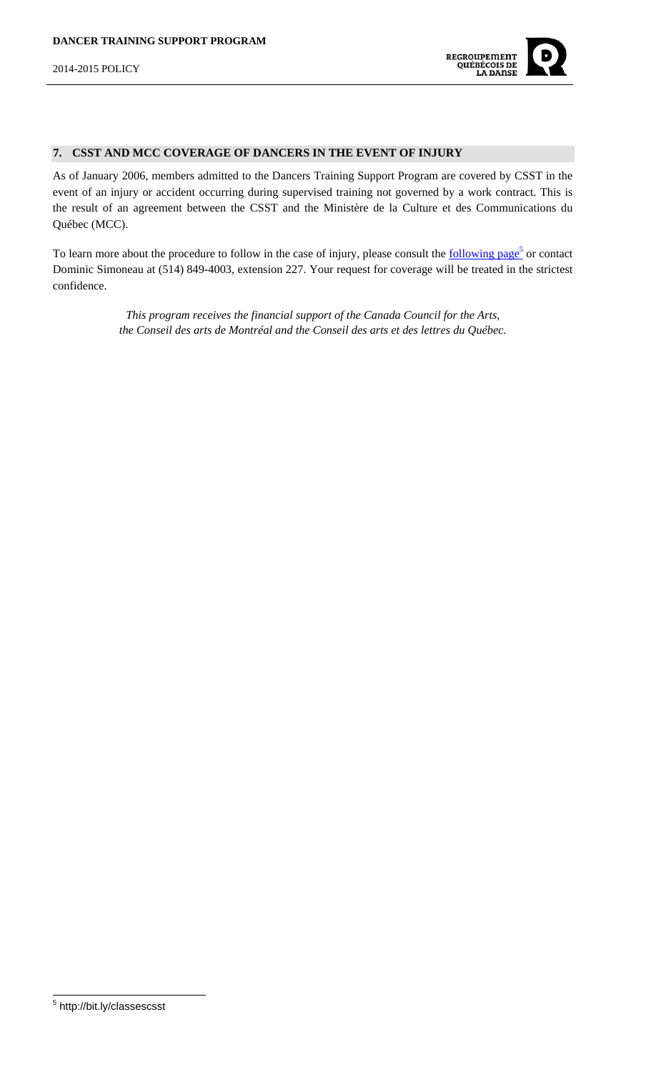## 7. CSST AND MCC COVERAGE OF DANCERS IN THE EVENT OF INJURY

As of January 2006, members admitted to the Dancers Training Support Program are covered by CSST in the event of an injury or accident occurring during supervised training not governed by a work contract. This is the result of an agreement between the CSST and the Ministère de la Culture et des Communications du Québec (MCC).

To learn more about the procedure to follow in the case of injury, please consult the following page[5] or contact Dominic Simoneau at (514) 849-4003, extension 227. Your request for coverage will be treated in the strictest confidence.

*This program receives the financial support of the Canada Council for the Arts, the Conseil des arts de Montréal and the Conseil des arts et des lettres du Québec.*

[5] http://bit.ly/classescsst